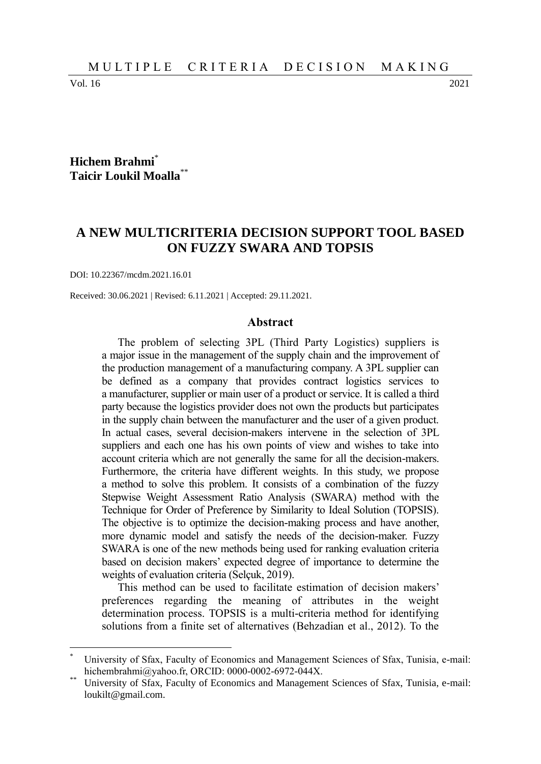Hichem Brahmi[*]
Taicir Loukil Moalla[**]

# A NEW MULTICRITERIA DECISION SUPPORT TOOL BASED ON FUZZY SWARA AND TOPSIS

DOI: 10.22367/mcdm.2021.16.01

Received: 30.06.2021 | Revised: 6.11.2021 | Accepted: 29.11.2021.

## Abstract

The problem of selecting 3PL (Third Party Logistics) suppliers is a major issue in the management of the supply chain and the improvement of the production management of a manufacturing company. A 3PL supplier can be defined as a company that provides contract logistics services to a manufacturer, supplier or main user of a product or service. It is called a third party because the logistics provider does not own the products but participates in the supply chain between the manufacturer and the user of a given product. In actual cases, several decision-makers intervene in the selection of 3PL suppliers and each one has his own points of view and wishes to take into account criteria which are not generally the same for all the decision-makers. Furthermore, the criteria have different weights. In this study, we propose a method to solve this problem. It consists of a combination of the fuzzy Stepwise Weight Assessment Ratio Analysis (SWARA) method with the Technique for Order of Preference by Similarity to Ideal Solution (TOPSIS). The objective is to optimize the decision-making process and have another, more dynamic model and satisfy the needs of the decision-maker. Fuzzy SWARA is one of the new methods being used for ranking evaluation criteria based on decision makers' expected degree of importance to determine the weights of evaluation criteria (Selçuk, 2019).

This method can be used to facilitate estimation of decision makers' preferences regarding the meaning of attributes in the weight determination process. TOPSIS is a multi-criteria method for identifying solutions from a finite set of alternatives (Behzadian et al., 2012). To the

---

[*] University of Sfax, Faculty of Economics and Management Sciences of Sfax, Tunisia, e-mail: hichembrahmi@yahoo.fr, ORCID: 0000-0002-6972-044X.

[**] University of Sfax, Faculty of Economics and Management Sciences of Sfax, Tunisia, e-mail: loukilt@gmail.com.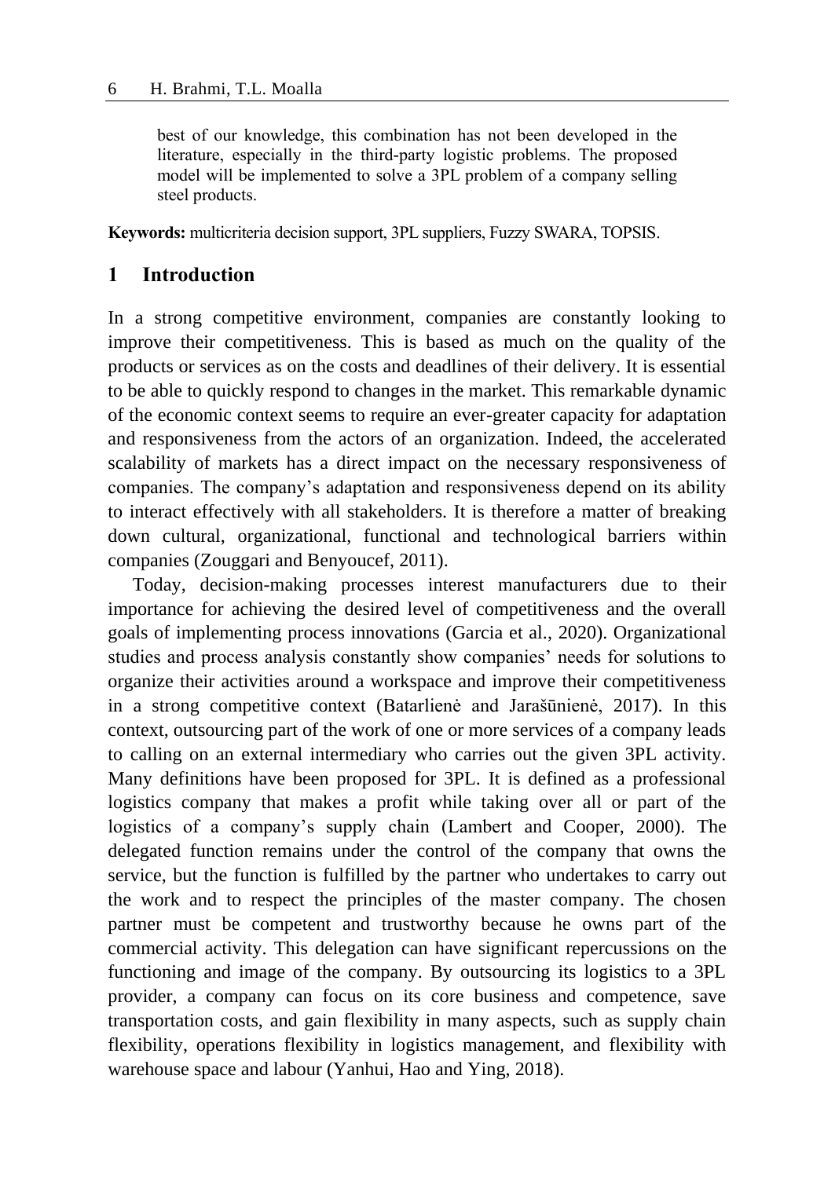best of our knowledge, this combination has not been developed in the literature, especially in the third-party logistic problems. The proposed model will be implemented to solve a 3PL problem of a company selling steel products.

**Keywords:** multicriteria decision support, 3PL suppliers, Fuzzy SWARA, TOPSIS.

## 1 Introduction

In a strong competitive environment, companies are constantly looking to improve their competitiveness. This is based as much on the quality of the products or services as on the costs and deadlines of their delivery. It is essential to be able to quickly respond to changes in the market. This remarkable dynamic of the economic context seems to require an ever-greater capacity for adaptation and responsiveness from the actors of an organization. Indeed, the accelerated scalability of markets has a direct impact on the necessary responsiveness of companies. The company's adaptation and responsiveness depend on its ability to interact effectively with all stakeholders. It is therefore a matter of breaking down cultural, organizational, functional and technological barriers within companies (Zouggari and Benyoucef, 2011).

Today, decision-making processes interest manufacturers due to their importance for achieving the desired level of competitiveness and the overall goals of implementing process innovations (Garcia et al., 2020). Organizational studies and process analysis constantly show companies' needs for solutions to organize their activities around a workspace and improve their competitiveness in a strong competitive context (Batarlienė and Jarašūnienė, 2017). In this context, outsourcing part of the work of one or more services of a company leads to calling on an external intermediary who carries out the given 3PL activity. Many definitions have been proposed for 3PL. It is defined as a professional logistics company that makes a profit while taking over all or part of the logistics of a company's supply chain (Lambert and Cooper, 2000). The delegated function remains under the control of the company that owns the service, but the function is fulfilled by the partner who undertakes to carry out the work and to respect the principles of the master company. The chosen partner must be competent and trustworthy because he owns part of the commercial activity. This delegation can have significant repercussions on the functioning and image of the company. By outsourcing its logistics to a 3PL provider, a company can focus on its core business and competence, save transportation costs, and gain flexibility in many aspects, such as supply chain flexibility, operations flexibility in logistics management, and flexibility with warehouse space and labour (Yanhui, Hao and Ying, 2018).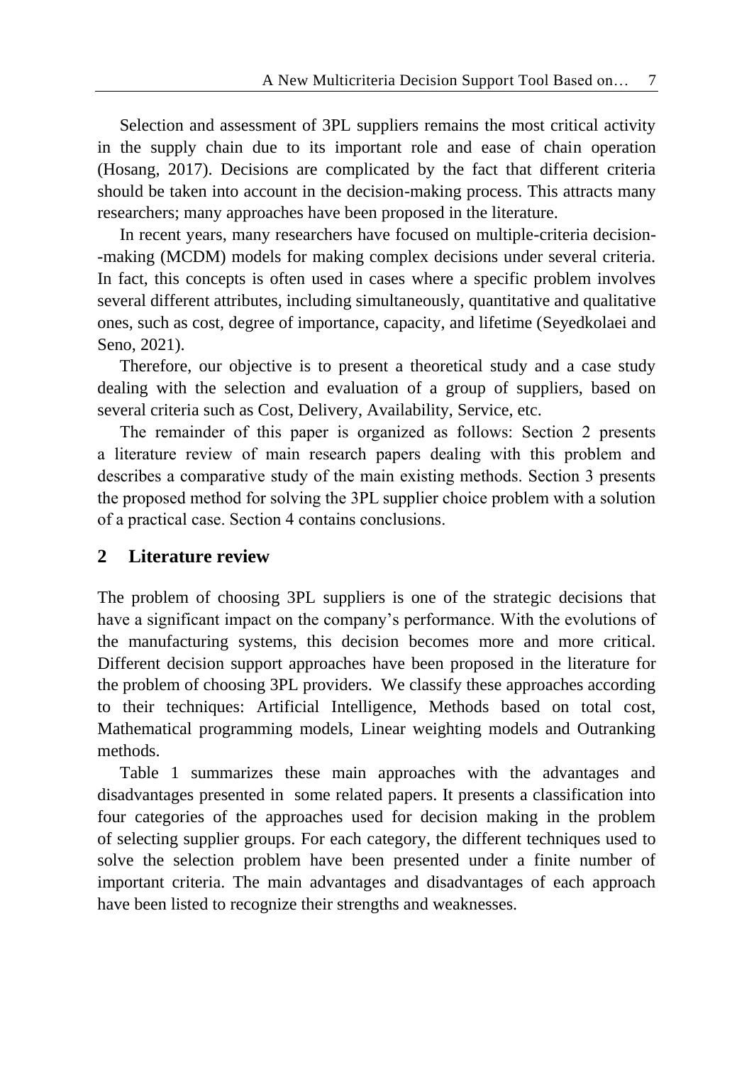Selection and assessment of 3PL suppliers remains the most critical activity in the supply chain due to its important role and ease of chain operation (Hosang, 2017). Decisions are complicated by the fact that different criteria should be taken into account in the decision-making process. This attracts many researchers; many approaches have been proposed in the literature.

In recent years, many researchers have focused on multiple-criteria decision--making (MCDM) models for making complex decisions under several criteria. In fact, this concepts is often used in cases where a specific problem involves several different attributes, including simultaneously, quantitative and qualitative ones, such as cost, degree of importance, capacity, and lifetime (Seyedkolaei and Seno, 2021).

Therefore, our objective is to present a theoretical study and a case study dealing with the selection and evaluation of a group of suppliers, based on several criteria such as Cost, Delivery, Availability, Service, etc.

The remainder of this paper is organized as follows: Section 2 presents a literature review of main research papers dealing with this problem and describes a comparative study of the main existing methods. Section 3 presents the proposed method for solving the 3PL supplier choice problem with a solution of a practical case. Section 4 contains conclusions.

## 2 Literature review

The problem of choosing 3PL suppliers is one of the strategic decisions that have a significant impact on the company's performance. With the evolutions of the manufacturing systems, this decision becomes more and more critical. Different decision support approaches have been proposed in the literature for the problem of choosing 3PL providers. We classify these approaches according to their techniques: Artificial Intelligence, Methods based on total cost, Mathematical programming models, Linear weighting models and Outranking methods.

Table 1 summarizes these main approaches with the advantages and disadvantages presented in some related papers. It presents a classification into four categories of the approaches used for decision making in the problem of selecting supplier groups. For each category, the different techniques used to solve the selection problem have been presented under a finite number of important criteria. The main advantages and disadvantages of each approach have been listed to recognize their strengths and weaknesses.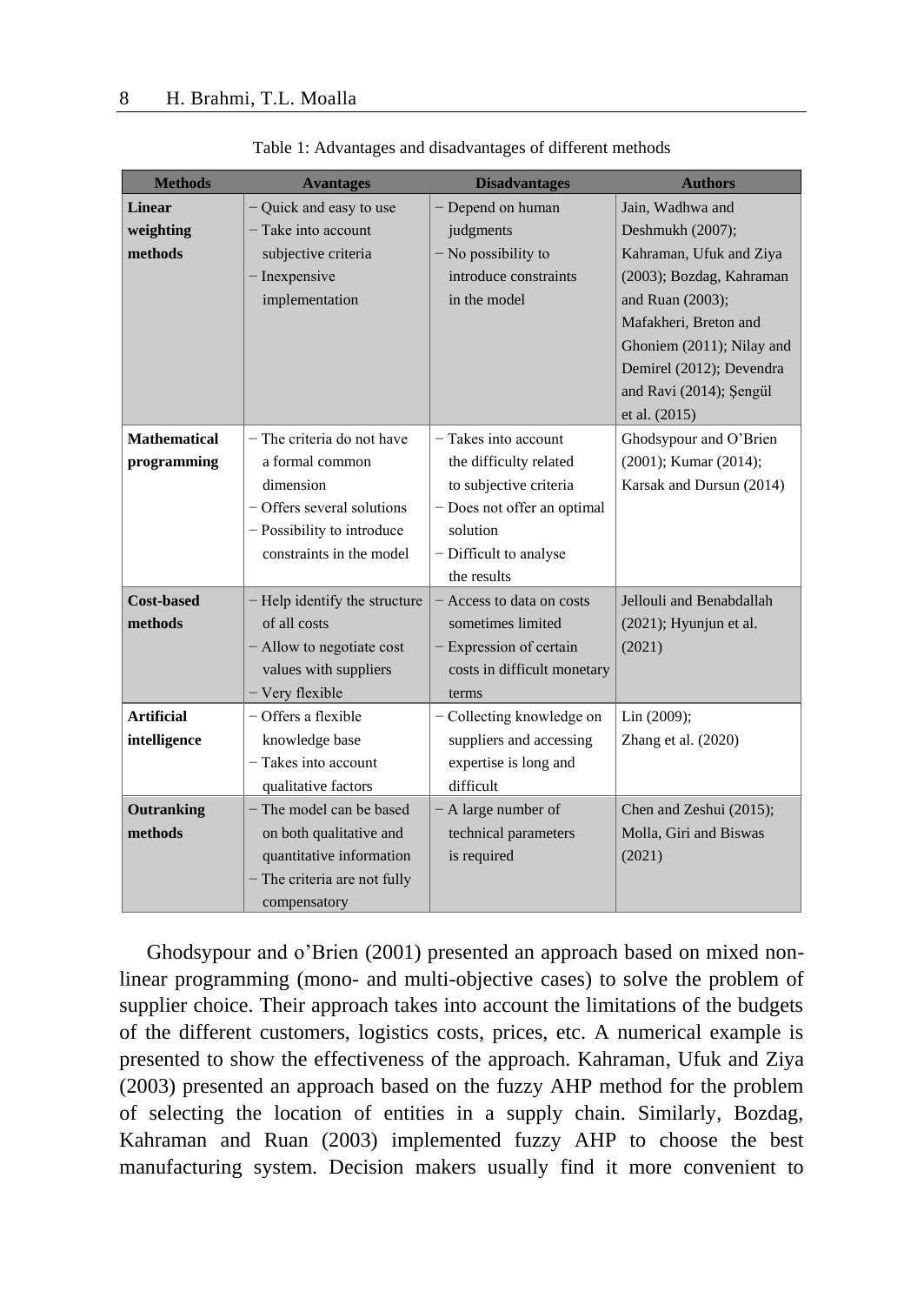Table 1: Advantages and disadvantages of different methods

| Methods | Avantages | Disadvantages | Authors |
|---|---|---|---|
| **Linear weighting methods** | − Quick and easy to use<br>− Take into account subjective criteria<br>− Inexpensive implementation | − Depend on human judgments<br>− No possibility to introduce constraints in the model | Jain, Wadhwa and Deshmukh (2007); Kahraman, Ufuk and Ziya (2003); Bozdag, Kahraman and Ruan (2003); Mafakheri, Breton and Ghoniem (2011); Nilay and Demirel (2012); Devendra and Ravi (2014); Şengül et al. (2015) |
| **Mathematical programming** | − The criteria do not have a formal common dimension<br>− Offers several solutions<br>− Possibility to introduce constraints in the model | − Takes into account the difficulty related to subjective criteria<br>− Does not offer an optimal solution<br>− Difficult to analyse the results | Ghodsypour and O'Brien (2001); Kumar (2014); Karsak and Dursun (2014) |
| **Cost-based methods** | − Help identify the structure of all costs<br>− Allow to negotiate cost values with suppliers<br>− Very flexible | − Access to data on costs sometimes limited<br>− Expression of certain costs in difficult monetary terms | Jellouli and Benabdallah (2021); Hyunjun et al. (2021) |
| **Artificial intelligence** | − Offers a flexible knowledge base<br>− Takes into account qualitative factors | − Collecting knowledge on suppliers and accessing expertise is long and difficult | Lin (2009); Zhang et al. (2020) |
| **Outranking methods** | − The model can be based on both qualitative and quantitative information<br>− The criteria are not fully compensatory | − A large number of technical parameters is required | Chen and Zeshui (2015); Molla, Giri and Biswas (2021) |

Ghodsypour and o'Brien (2001) presented an approach based on mixed non-linear programming (mono- and multi-objective cases) to solve the problem of supplier choice. Their approach takes into account the limitations of the budgets of the different customers, logistics costs, prices, etc. A numerical example is presented to show the effectiveness of the approach. Kahraman, Ufuk and Ziya (2003) presented an approach based on the fuzzy AHP method for the problem of selecting the location of entities in a supply chain. Similarly, Bozdag, Kahraman and Ruan (2003) implemented fuzzy AHP to choose the best manufacturing system. Decision makers usually find it more convenient to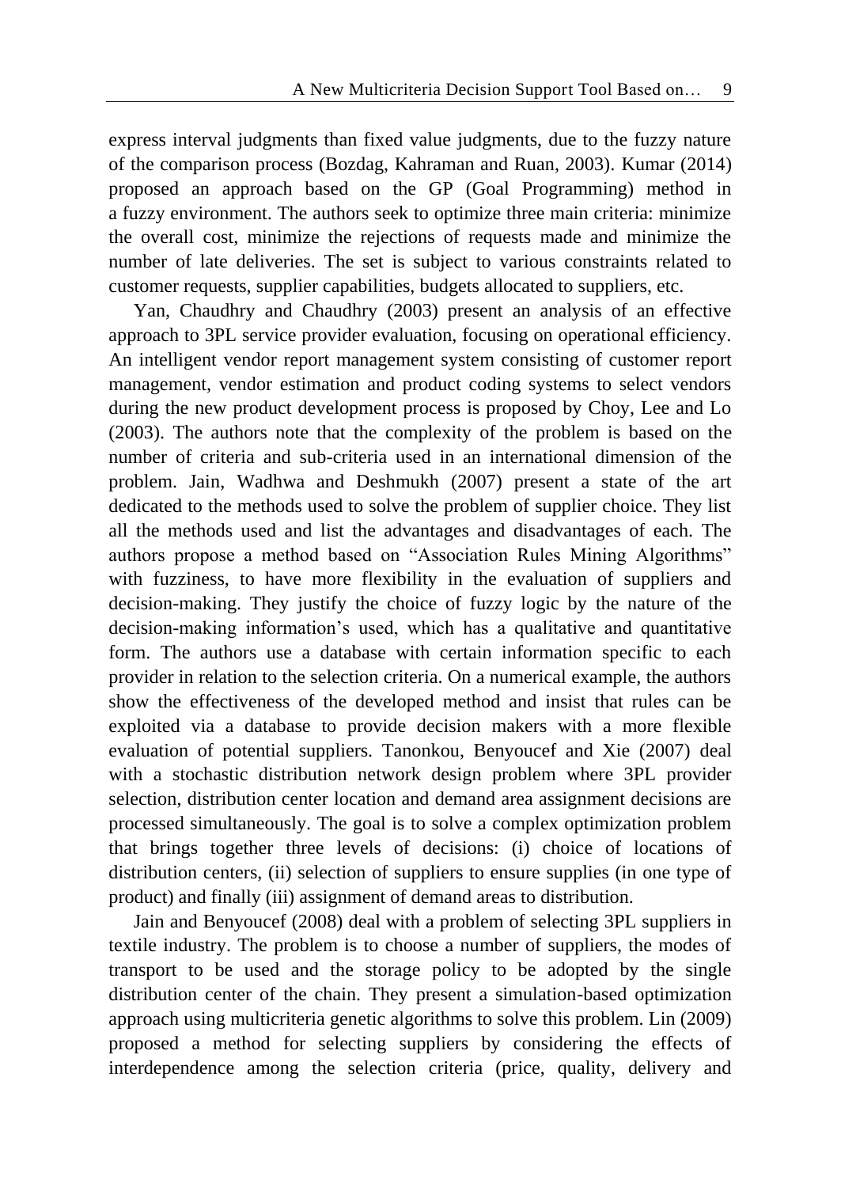express interval judgments than fixed value judgments, due to the fuzzy nature of the comparison process (Bozdag, Kahraman and Ruan, 2003). Kumar (2014) proposed an approach based on the GP (Goal Programming) method in a fuzzy environment. The authors seek to optimize three main criteria: minimize the overall cost, minimize the rejections of requests made and minimize the number of late deliveries. The set is subject to various constraints related to customer requests, supplier capabilities, budgets allocated to suppliers, etc.

Yan, Chaudhry and Chaudhry (2003) present an analysis of an effective approach to 3PL service provider evaluation, focusing on operational efficiency. An intelligent vendor report management system consisting of customer report management, vendor estimation and product coding systems to select vendors during the new product development process is proposed by Choy, Lee and Lo (2003). The authors note that the complexity of the problem is based on the number of criteria and sub-criteria used in an international dimension of the problem. Jain, Wadhwa and Deshmukh (2007) present a state of the art dedicated to the methods used to solve the problem of supplier choice. They list all the methods used and list the advantages and disadvantages of each. The authors propose a method based on "Association Rules Mining Algorithms" with fuzziness, to have more flexibility in the evaluation of suppliers and decision-making. They justify the choice of fuzzy logic by the nature of the decision-making information's used, which has a qualitative and quantitative form. The authors use a database with certain information specific to each provider in relation to the selection criteria. On a numerical example, the authors show the effectiveness of the developed method and insist that rules can be exploited via a database to provide decision makers with a more flexible evaluation of potential suppliers. Tanonkou, Benyoucef and Xie (2007) deal with a stochastic distribution network design problem where 3PL provider selection, distribution center location and demand area assignment decisions are processed simultaneously. The goal is to solve a complex optimization problem that brings together three levels of decisions: (i) choice of locations of distribution centers, (ii) selection of suppliers to ensure supplies (in one type of product) and finally (iii) assignment of demand areas to distribution.

Jain and Benyoucef (2008) deal with a problem of selecting 3PL suppliers in textile industry. The problem is to choose a number of suppliers, the modes of transport to be used and the storage policy to be adopted by the single distribution center of the chain. They present a simulation-based optimization approach using multicriteria genetic algorithms to solve this problem. Lin (2009) proposed a method for selecting suppliers by considering the effects of interdependence among the selection criteria (price, quality, delivery and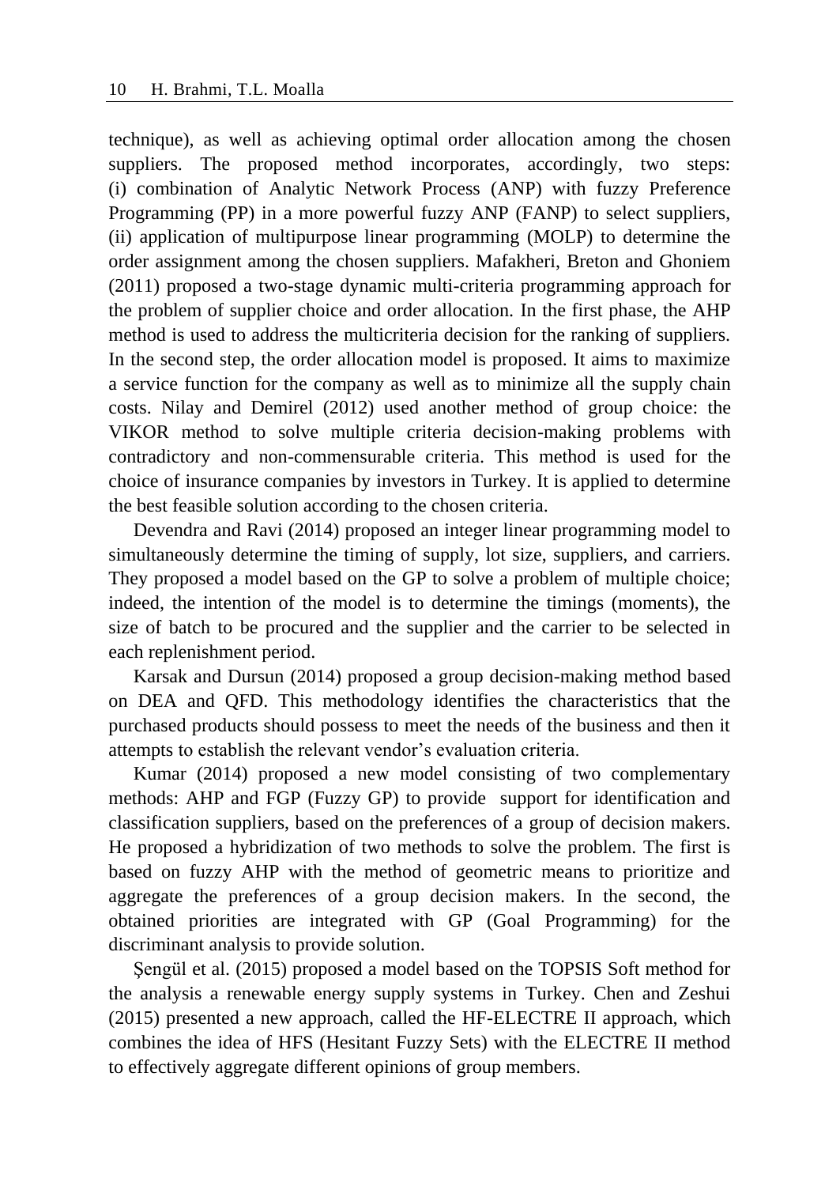technique), as well as achieving optimal order allocation among the chosen suppliers. The proposed method incorporates, accordingly, two steps: (i) combination of Analytic Network Process (ANP) with fuzzy Preference Programming (PP) in a more powerful fuzzy ANP (FANP) to select suppliers, (ii) application of multipurpose linear programming (MOLP) to determine the order assignment among the chosen suppliers. Mafakheri, Breton and Ghoniem (2011) proposed a two-stage dynamic multi-criteria programming approach for the problem of supplier choice and order allocation. In the first phase, the AHP method is used to address the multicriteria decision for the ranking of suppliers. In the second step, the order allocation model is proposed. It aims to maximize a service function for the company as well as to minimize all the supply chain costs. Nilay and Demirel (2012) used another method of group choice: the VIKOR method to solve multiple criteria decision-making problems with contradictory and non-commensurable criteria. This method is used for the choice of insurance companies by investors in Turkey. It is applied to determine the best feasible solution according to the chosen criteria.

Devendra and Ravi (2014) proposed an integer linear programming model to simultaneously determine the timing of supply, lot size, suppliers, and carriers. They proposed a model based on the GP to solve a problem of multiple choice; indeed, the intention of the model is to determine the timings (moments), the size of batch to be procured and the supplier and the carrier to be selected in each replenishment period.

Karsak and Dursun (2014) proposed a group decision-making method based on DEA and QFD. This methodology identifies the characteristics that the purchased products should possess to meet the needs of the business and then it attempts to establish the relevant vendor's evaluation criteria.

Kumar (2014) proposed a new model consisting of two complementary methods: AHP and FGP (Fuzzy GP) to provide support for identification and classification suppliers, based on the preferences of a group of decision makers. He proposed a hybridization of two methods to solve the problem. The first is based on fuzzy AHP with the method of geometric means to prioritize and aggregate the preferences of a group decision makers. In the second, the obtained priorities are integrated with GP (Goal Programming) for the discriminant analysis to provide solution.

Şengül et al. (2015) proposed a model based on the TOPSIS Soft method for the analysis a renewable energy supply systems in Turkey. Chen and Zeshui (2015) presented a new approach, called the HF-ELECTRE II approach, which combines the idea of HFS (Hesitant Fuzzy Sets) with the ELECTRE II method to effectively aggregate different opinions of group members.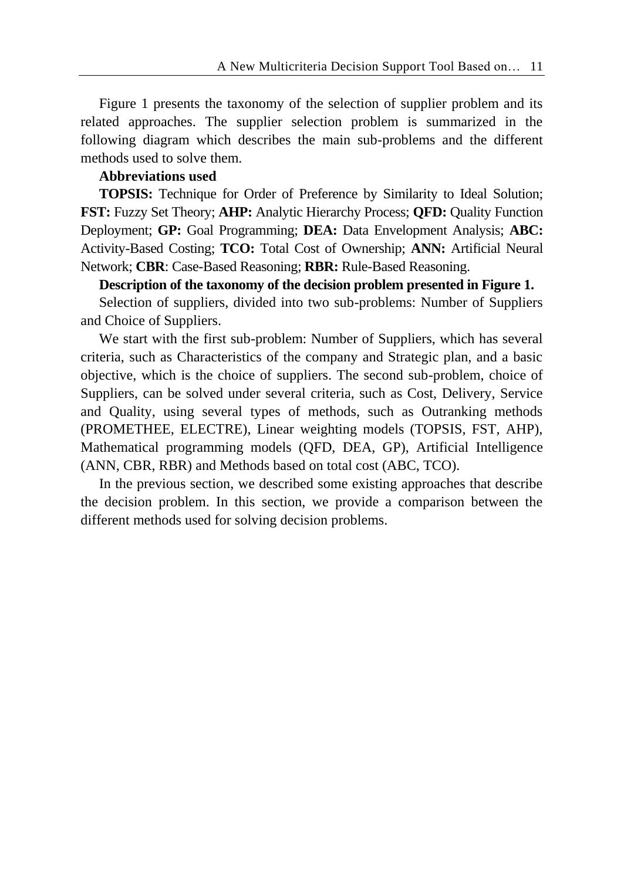Figure 1 presents the taxonomy of the selection of supplier problem and its related approaches. The supplier selection problem is summarized in the following diagram which describes the main sub-problems and the different methods used to solve them.

**Abbreviations used**

**TOPSIS:** Technique for Order of Preference by Similarity to Ideal Solution; **FST:** Fuzzy Set Theory; **AHP:** Analytic Hierarchy Process; **QFD:** Quality Function Deployment; **GP:** Goal Programming; **DEA:** Data Envelopment Analysis; **ABC:** Activity-Based Costing; **TCO:** Total Cost of Ownership; **ANN:** Artificial Neural Network; **CBR**: Case-Based Reasoning; **RBR:** Rule-Based Reasoning.

**Description of the taxonomy of the decision problem presented in Figure 1.**

Selection of suppliers, divided into two sub-problems: Number of Suppliers and Choice of Suppliers.

We start with the first sub-problem: Number of Suppliers, which has several criteria, such as Characteristics of the company and Strategic plan, and a basic objective, which is the choice of suppliers. The second sub-problem, choice of Suppliers, can be solved under several criteria, such as Cost, Delivery, Service and Quality, using several types of methods, such as Outranking methods (PROMETHEE, ELECTRE), Linear weighting models (TOPSIS, FST, AHP), Mathematical programming models (QFD, DEA, GP), Artificial Intelligence (ANN, CBR, RBR) and Methods based on total cost (ABC, TCO).

In the previous section, we described some existing approaches that describe the decision problem. In this section, we provide a comparison between the different methods used for solving decision problems.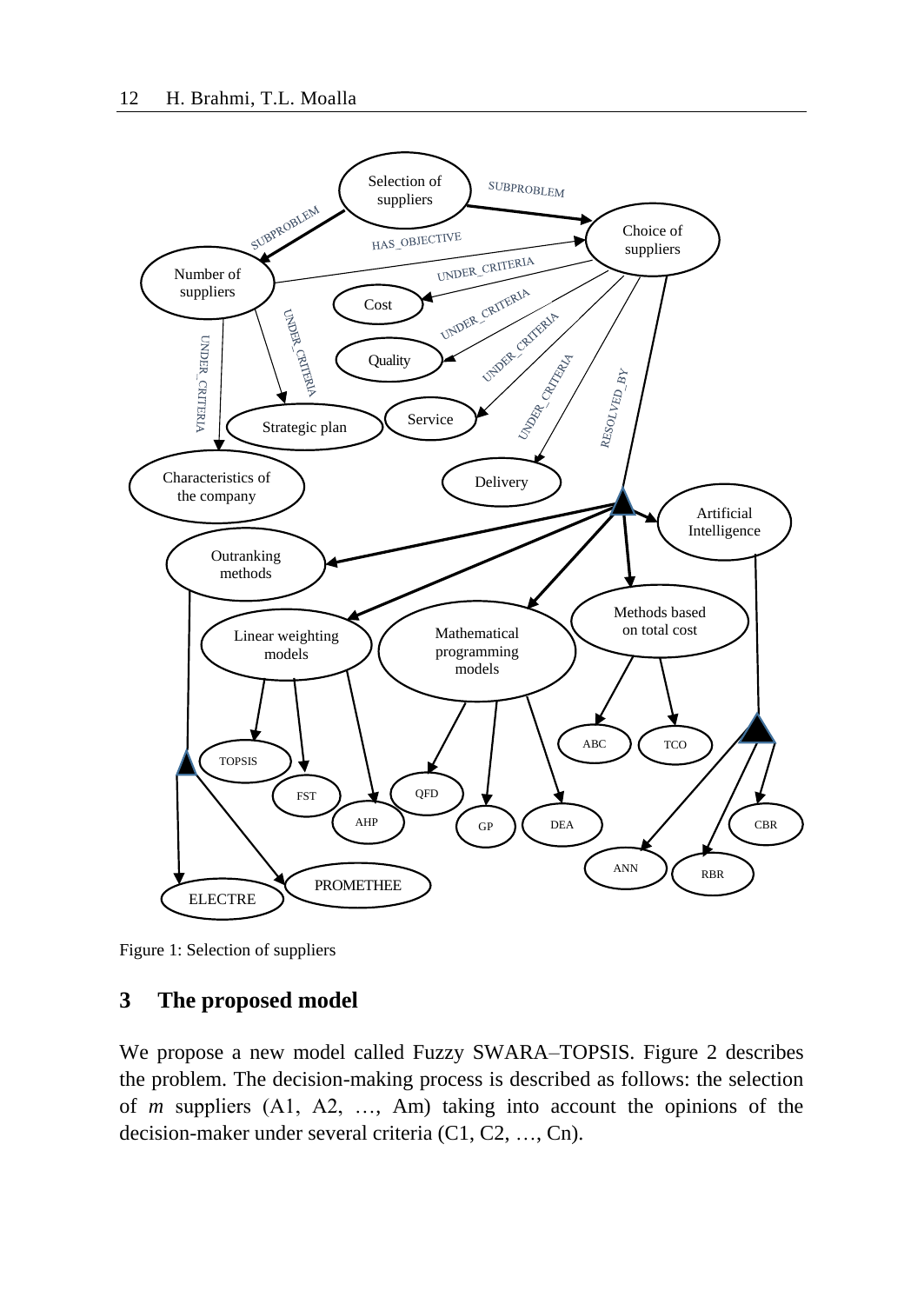Figure 1: Selection of suppliers

## 3 The proposed model

We propose a new model called Fuzzy SWARA–TOPSIS. Figure 2 describes the problem. The decision-making process is described as follows: the selection of *m* suppliers (A1, A2, …, Am) taking into account the opinions of the decision-maker under several criteria (C1, C2, …, Cn).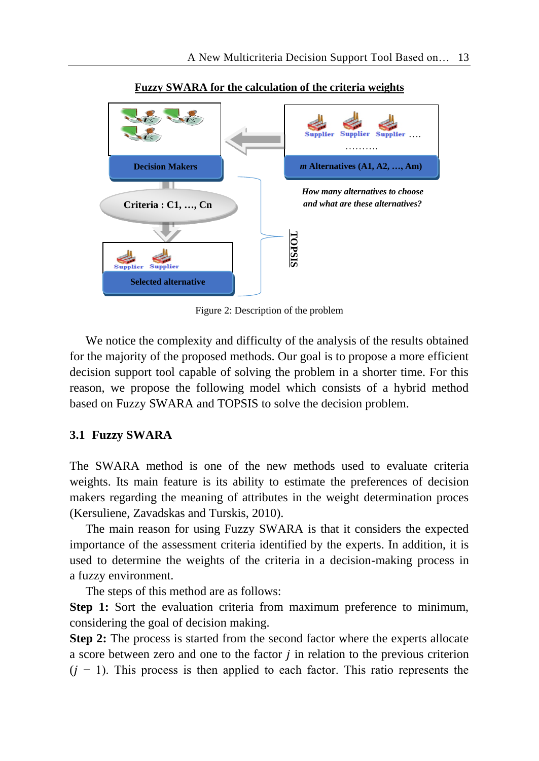**Fuzzy SWARA for the calculation of the criteria weights**

Decision Makers

*m* Alternatives (A1, A2, …, Am)

Criteria : C1, …, Cn

*How many alternatives to choose and what are these alternatives?*

TOPSIS

Selected alternative

Figure 2: Description of the problem

We notice the complexity and difficulty of the analysis of the results obtained for the majority of the proposed methods. Our goal is to propose a more efficient decision support tool capable of solving the problem in a shorter time. For this reason, we propose the following model which consists of a hybrid method based on Fuzzy SWARA and TOPSIS to solve the decision problem.

### 3.1 Fuzzy SWARA

The SWARA method is one of the new methods used to evaluate criteria weights. Its main feature is its ability to estimate the preferences of decision makers regarding the meaning of attributes in the weight determination proces (Kersuliene, Zavadskas and Turskis, 2010).

The main reason for using Fuzzy SWARA is that it considers the expected importance of the assessment criteria identified by the experts. In addition, it is used to determine the weights of the criteria in a decision-making process in a fuzzy environment.

The steps of this method are as follows:

**Step 1:** Sort the evaluation criteria from maximum preference to minimum, considering the goal of decision making.

**Step 2:** The process is started from the second factor where the experts allocate a score between zero and one to the factor $j$ in relation to the previous criterion $(j-1)$. This process is then applied to each factor. This ratio represents the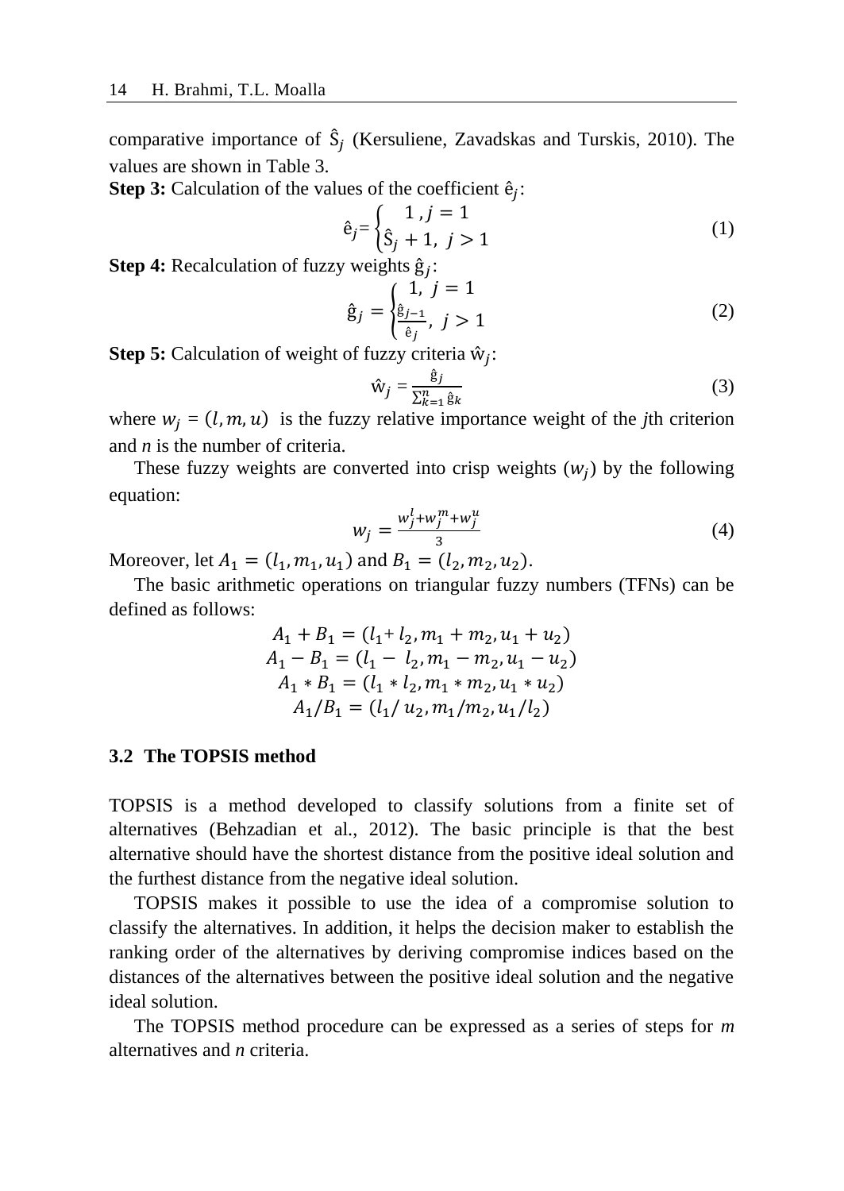comparative importance of $\hat{S}_j$ (Kersuliene, Zavadskas and Turskis, 2010). The values are shown in Table 3.

**Step 3:** Calculation of the values of the coefficient $\hat{e}_j$:

$$\hat{e}_j = \begin{cases} 1, j = 1 \\ \hat{S}_j + 1, \ j > 1 \end{cases} \tag{1}$$

**Step 4:** Recalculation of fuzzy weights $\hat{g}_j$:

$$\hat{g}_j = \begin{cases} 1, \ j = 1 \\ \frac{\hat{g}_{j-1}}{\hat{e}_j}, \ j > 1 \end{cases} \tag{2}$$

**Step 5:** Calculation of weight of fuzzy criteria $\hat{w}_j$:

$$\hat{w}_j = \frac{\hat{g}_j}{\sum_{k=1}^{n} \hat{g}_k} \tag{3}$$

where $w_j = (l, m, u)$ is the fuzzy relative importance weight of the *j*th criterion and *n* is the number of criteria.

These fuzzy weights are converted into crisp weights ($w_j$) by the following equation:

$$w_j = \frac{w_j^l + w_j^m + w_j^u}{3} \tag{4}$$

Moreover, let $A_1 = (l_1, m_1, u_1)$ and $B_1 = (l_2, m_2, u_2)$.

The basic arithmetic operations on triangular fuzzy numbers (TFNs) can be defined as follows:

$$A_1 + B_1 = (l_1 + l_2, m_1 + m_2, u_1 + u_2)$$
$$A_1 - B_1 = (l_1 - l_2, m_1 - m_2, u_1 - u_2)$$
$$A_1 * B_1 = (l_1 * l_2, m_1 * m_2, u_1 * u_2)$$
$$A_1 / B_1 = (l_1 / u_2, m_1 / m_2, u_1 / l_2)$$

### 3.2 The TOPSIS method

TOPSIS is a method developed to classify solutions from a finite set of alternatives (Behzadian et al., 2012). The basic principle is that the best alternative should have the shortest distance from the positive ideal solution and the furthest distance from the negative ideal solution.

TOPSIS makes it possible to use the idea of a compromise solution to classify the alternatives. In addition, it helps the decision maker to establish the ranking order of the alternatives by deriving compromise indices based on the distances of the alternatives between the positive ideal solution and the negative ideal solution.

The TOPSIS method procedure can be expressed as a series of steps for *m* alternatives and *n* criteria.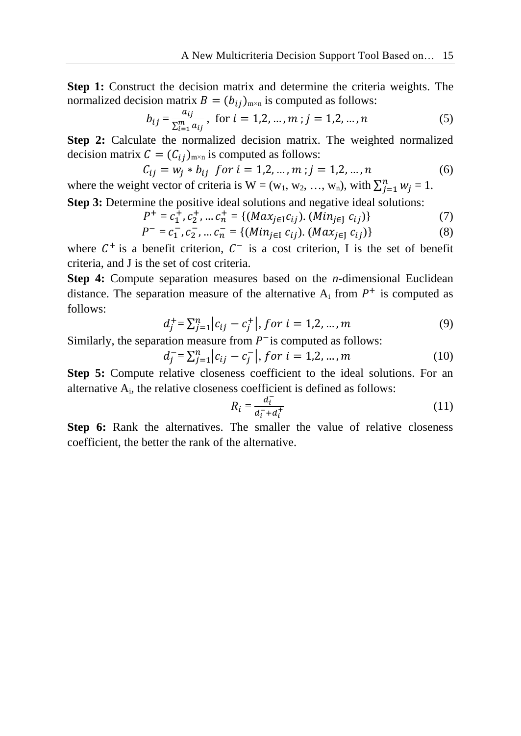**Step 1:** Construct the decision matrix and determine the criteria weights. The normalized decision matrix $B = (b_{ij})_{m\times n}$ is computed as follows:

$$b_{ij} = \frac{a_{ij}}{\sum_{i=1}^{m} a_{ij}}, \text{ for } i = 1,2,\dots,m\,;\, j = 1,2,\dots,n \tag{5}$$

**Step 2:** Calculate the normalized decision matrix. The weighted normalized decision matrix $C = (C_{ij})_{m\times n}$ is computed as follows:

$$C_{ij} = w_j * b_{ij} \ \ for\ i = 1,2,\dots,m\,;\, j = 1,2,\dots,n \tag{6}$$

where the weight vector of criteria is W = ($w_1$, $w_2$, …, $w_n$), with $\sum_{j=1}^{n} w_j = 1$.

**Step 3:** Determine the positive ideal solutions and negative ideal solutions:

$$P^+ = c_1^+, c_2^+, \dots c_n^+ = \{(Max_{j\in I} c_{ij}).\ (Min_{j\in J}\ c_{ij})\} \tag{7}$$

$$P^- = c_1^-, c_2^-, \dots c_n^- = \{(Min_{j\in I}\ c_{ij}).\ (Max_{j\in J}\ c_{ij})\} \tag{8}$$

where $C^+$ is a benefit criterion, $C^-$ is a cost criterion, I is the set of benefit criteria, and J is the set of cost criteria.

**Step 4:** Compute separation measures based on the *n*-dimensional Euclidean distance. The separation measure of the alternative $A_i$ from $P^+$ is computed as follows:

$$d_j^+ = \sum_{j=1}^{n} \left|c_{ij} - c_j^+\right|, for\ i = 1,2,\dots,m \tag{9}$$

Similarly, the separation measure from $P^-$ is computed as follows:

$$d_j^- = \sum_{j=1}^{n} \left|c_{ij} - c_j^-\right|, for\ i = 1,2,\dots,m \tag{10}$$

**Step 5:** Compute relative closeness coefficient to the ideal solutions. For an alternative $A_i$, the relative closeness coefficient is defined as follows:

$$R_i = \frac{d_i^-}{d_i^- + d_i^+} \tag{11}$$

**Step 6:** Rank the alternatives. The smaller the value of relative closeness coefficient, the better the rank of the alternative.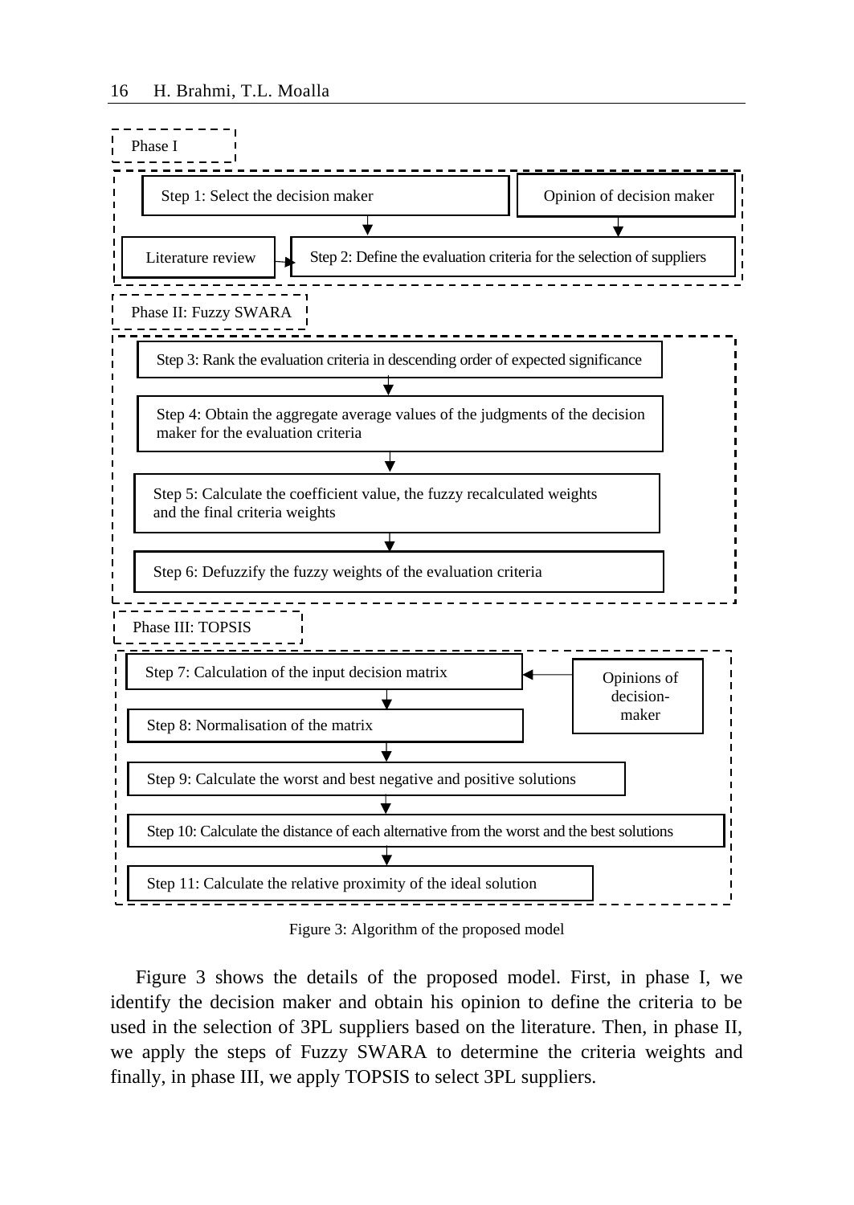Phase I

Step 1: Select the decision maker

Opinion of decision maker

Literature review

Step 2: Define the evaluation criteria for the selection of suppliers

Phase II: Fuzzy SWARA

Step 3: Rank the evaluation criteria in descending order of expected significance

Step 4: Obtain the aggregate average values of the judgments of the decision maker for the evaluation criteria

Step 5: Calculate the coefficient value, the fuzzy recalculated weights and the final criteria weights

Step 6: Defuzzify the fuzzy weights of the evaluation criteria

Phase III: TOPSIS

Step 7: Calculation of the input decision matrix

Opinions of decision-maker

Step 8: Normalisation of the matrix

Step 9: Calculate the worst and best negative and positive solutions

Step 10: Calculate the distance of each alternative from the worst and the best solutions

Step 11: Calculate the relative proximity of the ideal solution

Figure 3: Algorithm of the proposed model

Figure 3 shows the details of the proposed model. First, in phase I, we identify the decision maker and obtain his opinion to define the criteria to be used in the selection of 3PL suppliers based on the literature. Then, in phase II, we apply the steps of Fuzzy SWARA to determine the criteria weights and finally, in phase III, we apply TOPSIS to select 3PL suppliers.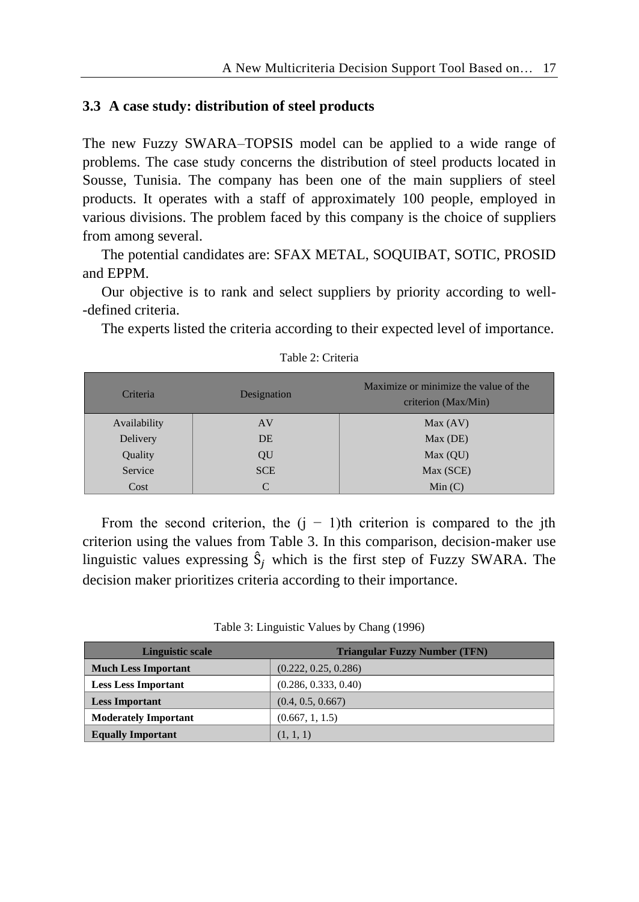### 3.3 A case study: distribution of steel products

The new Fuzzy SWARA–TOPSIS model can be applied to a wide range of problems. The case study concerns the distribution of steel products located in Sousse, Tunisia. The company has been one of the main suppliers of steel products. It operates with a staff of approximately 100 people, employed in various divisions. The problem faced by this company is the choice of suppliers from among several.

The potential candidates are: SFAX METAL, SOQUIBAT, SOTIC, PROSID and EPPM.

Our objective is to rank and select suppliers by priority according to well--defined criteria.

The experts listed the criteria according to their expected level of importance.

Table 2: Criteria

| Criteria | Designation | Maximize or minimize the value of the criterion (Max/Min) |
|---|---|---|
| Availability | AV | Max (AV) |
| Delivery | DE | Max (DE) |
| Quality | QU | Max (QU) |
| Service | SCE | Max (SCE) |
| Cost | C | Min (C) |

From the second criterion, the (j − 1)th criterion is compared to the jth criterion using the values from Table 3. In this comparison, decision-maker use linguistic values expressing $\hat{S}_j$ which is the first step of Fuzzy SWARA. The decision maker prioritizes criteria according to their importance.

Table 3: Linguistic Values by Chang (1996)

| Linguistic scale | Triangular Fuzzy Number (TFN) |
|---|---|
| **Much Less Important** | (0.222, 0.25, 0.286) |
| **Less Less Important** | (0.286, 0.333, 0.40) |
| **Less Important** | (0.4, 0.5, 0.667) |
| **Moderately Important** | (0.667, 1, 1.5) |
| **Equally Important** | (1, 1, 1) |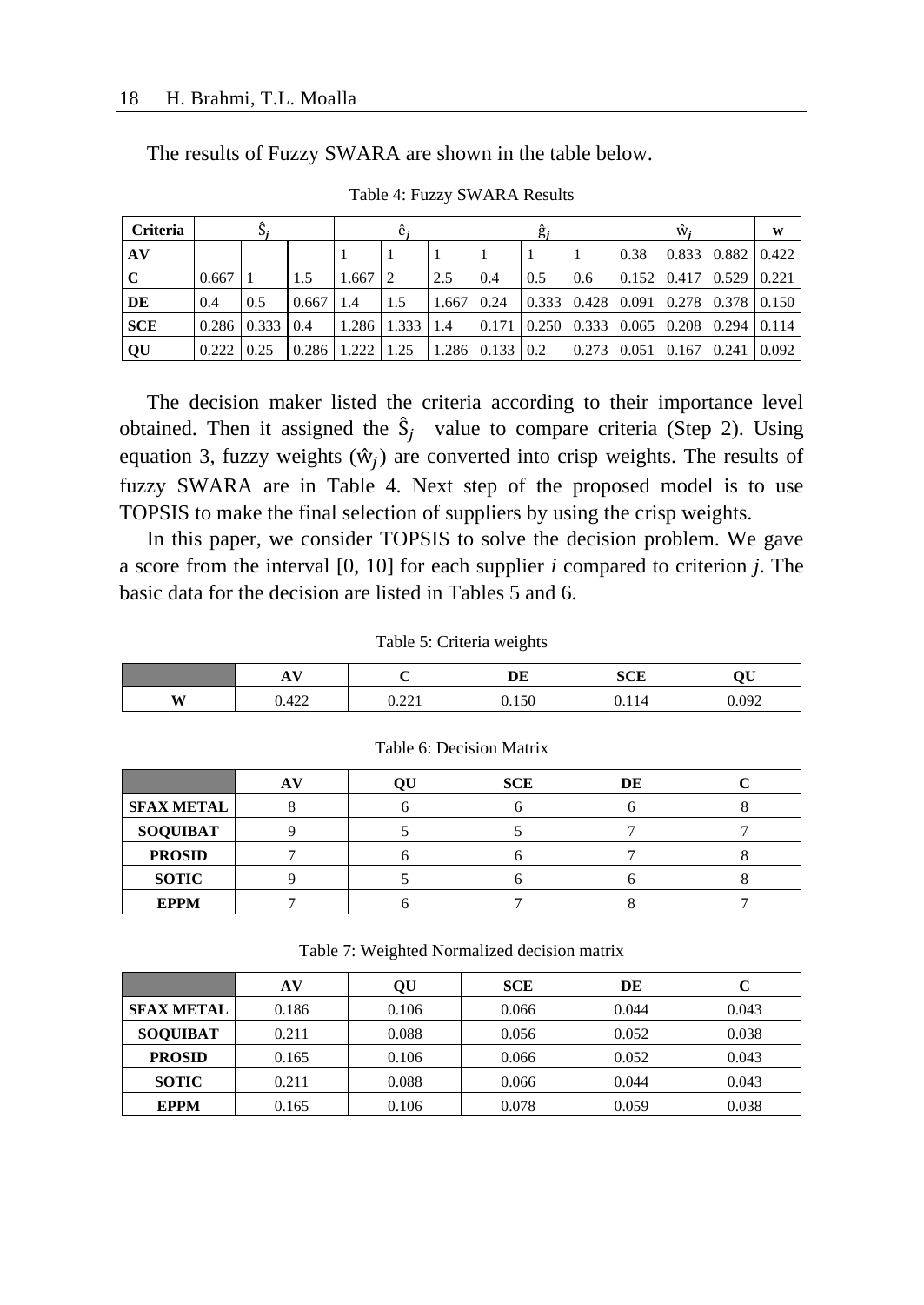The results of Fuzzy SWARA are shown in the table below.

Table 4: Fuzzy SWARA Results

| Criteria | $\hat{S}_j$ | | | $\hat{e}_j$ | | | $\hat{g}_j$ | | | $\hat{w}_j$ | | | w |
|---|---|---|---|---|---|---|---|---|---|---|---|---|---|
| AV | | | | 1 | 1 | 1 | 1 | 1 | 1 | 0.38 | 0.833 | 0.882 | 0.422 |
| C | 0.667 | 1 | 1.5 | 1.667 | 2 | 2.5 | 0.4 | 0.5 | 0.6 | 0.152 | 0.417 | 0.529 | 0.221 |
| DE | 0.4 | 0.5 | 0.667 | 1.4 | 1.5 | 1.667 | 0.24 | 0.333 | 0.428 | 0.091 | 0.278 | 0.378 | 0.150 |
| SCE | 0.286 | 0.333 | 0.4 | 1.286 | 1.333 | 1.4 | 0.171 | 0.250 | 0.333 | 0.065 | 0.208 | 0.294 | 0.114 |
| QU | 0.222 | 0.25 | 0.286 | 1.222 | 1.25 | 1.286 | 0.133 | 0.2 | 0.273 | 0.051 | 0.167 | 0.241 | 0.092 |

The decision maker listed the criteria according to their importance level obtained. Then it assigned the $\hat{S}_j$ value to compare criteria (Step 2). Using equation 3, fuzzy weights ($\hat{w}_j$) are converted into crisp weights. The results of fuzzy SWARA are in Table 4. Next step of the proposed model is to use TOPSIS to make the final selection of suppliers by using the crisp weights.

In this paper, we consider TOPSIS to solve the decision problem. We gave a score from the interval [0, 10] for each supplier *i* compared to criterion *j*. The basic data for the decision are listed in Tables 5 and 6.

Table 5: Criteria weights

| | AV | C | DE | SCE | QU |
|---|---|---|---|---|---|
| W | 0.422 | 0.221 | 0.150 | 0.114 | 0.092 |

Table 6: Decision Matrix

| | AV | QU | SCE | DE | C |
|---|---|---|---|---|---|
| SFAX METAL | 8 | 6 | 6 | 6 | 8 |
| SOQUIBAT | 9 | 5 | 5 | 7 | 7 |
| PROSID | 7 | 6 | 6 | 7 | 8 |
| SOTIC | 9 | 5 | 6 | 6 | 8 |
| EPPM | 7 | 6 | 7 | 8 | 7 |

Table 7: Weighted Normalized decision matrix

| | AV | QU | SCE | DE | C |
|---|---|---|---|---|---|
| SFAX METAL | 0.186 | 0.106 | 0.066 | 0.044 | 0.043 |
| SOQUIBAT | 0.211 | 0.088 | 0.056 | 0.052 | 0.038 |
| PROSID | 0.165 | 0.106 | 0.066 | 0.052 | 0.043 |
| SOTIC | 0.211 | 0.088 | 0.066 | 0.044 | 0.043 |
| EPPM | 0.165 | 0.106 | 0.078 | 0.059 | 0.038 |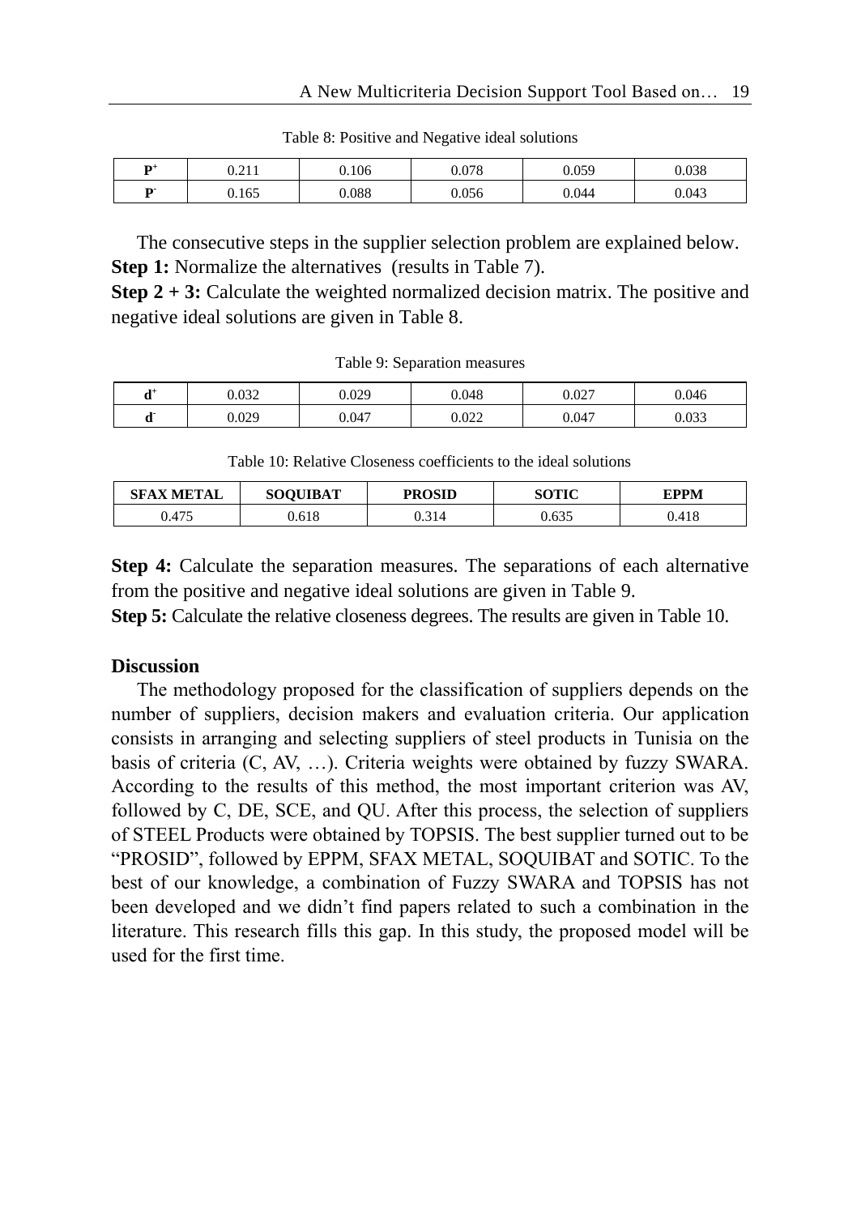Table 8: Positive and Negative ideal solutions

| | | | | | |
|---|---|---|---|---|---|
| **$P^+$** | 0.211 | 0.106 | 0.078 | 0.059 | 0.038 |
| **$P^-$** | 0.165 | 0.088 | 0.056 | 0.044 | 0.043 |

The consecutive steps in the supplier selection problem are explained below.

**Step 1:** Normalize the alternatives (results in Table 7).

**Step 2 + 3:** Calculate the weighted normalized decision matrix. The positive and negative ideal solutions are given in Table 8.

Table 9: Separation measures

| | | | | | |
|---|---|---|---|---|---|
| **$d^+$** | 0.032 | 0.029 | 0.048 | 0.027 | 0.046 |
| **$d^-$** | 0.029 | 0.047 | 0.022 | 0.047 | 0.033 |

Table 10: Relative Closeness coefficients to the ideal solutions

| SFAX METAL | SOQUIBAT | PROSID | SOTIC | EPPM |
|---|---|---|---|---|
| 0.475 | 0.618 | 0.314 | 0.635 | 0.418 |

**Step 4:** Calculate the separation measures. The separations of each alternative from the positive and negative ideal solutions are given in Table 9.

**Step 5:** Calculate the relative closeness degrees. The results are given in Table 10.

## Discussion

The methodology proposed for the classification of suppliers depends on the number of suppliers, decision makers and evaluation criteria. Our application consists in arranging and selecting suppliers of steel products in Tunisia on the basis of criteria (C, AV, …). Criteria weights were obtained by fuzzy SWARA. According to the results of this method, the most important criterion was AV, followed by C, DE, SCE, and QU. After this process, the selection of suppliers of STEEL Products were obtained by TOPSIS. The best supplier turned out to be "PROSID", followed by EPPM, SFAX METAL, SOQUIBAT and SOTIC. To the best of our knowledge, a combination of Fuzzy SWARA and TOPSIS has not been developed and we didn't find papers related to such a combination in the literature. This research fills this gap. In this study, the proposed model will be used for the first time.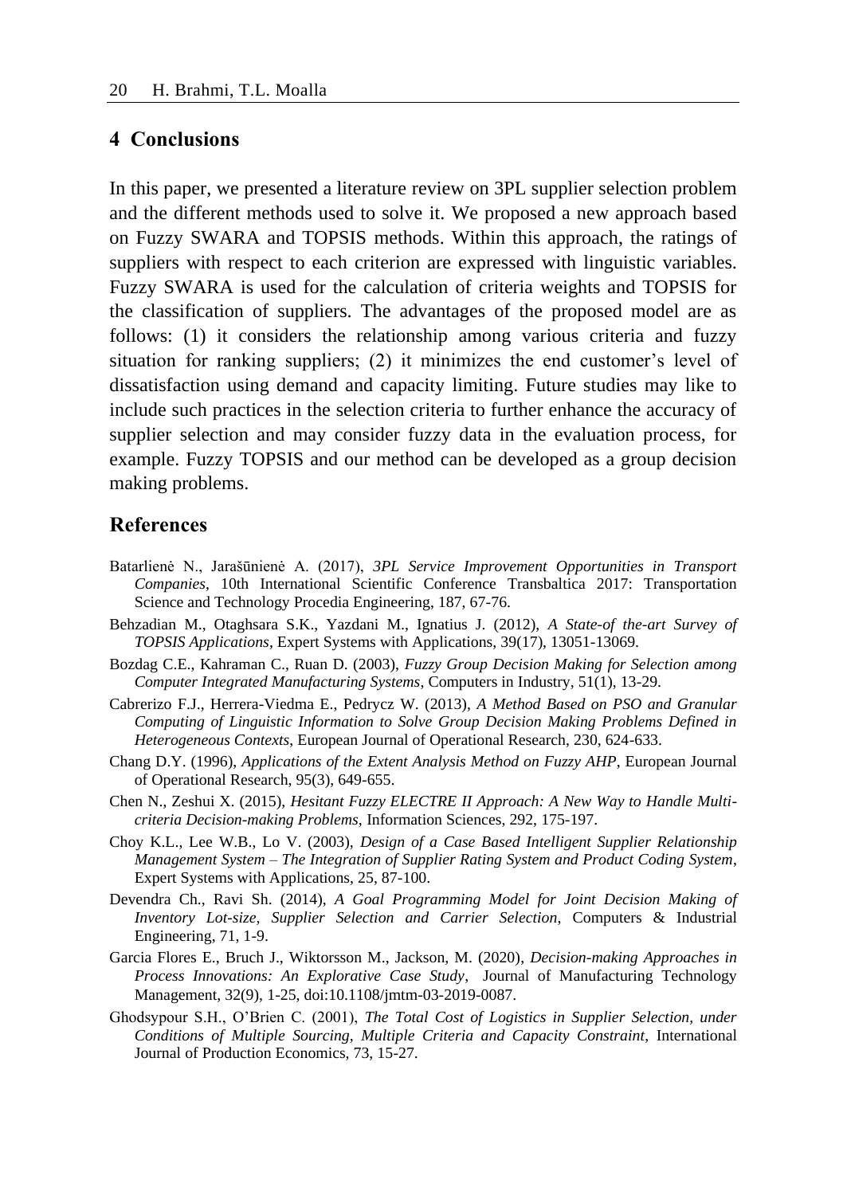## 4 Conclusions

In this paper, we presented a literature review on 3PL supplier selection problem and the different methods used to solve it. We proposed a new approach based on Fuzzy SWARA and TOPSIS methods. Within this approach, the ratings of suppliers with respect to each criterion are expressed with linguistic variables. Fuzzy SWARA is used for the calculation of criteria weights and TOPSIS for the classification of suppliers. The advantages of the proposed model are as follows: (1) it considers the relationship among various criteria and fuzzy situation for ranking suppliers; (2) it minimizes the end customer's level of dissatisfaction using demand and capacity limiting. Future studies may like to include such practices in the selection criteria to further enhance the accuracy of supplier selection and may consider fuzzy data in the evaluation process, for example. Fuzzy TOPSIS and our method can be developed as a group decision making problems.

## References

Batarlienė N., Jarašūnienė A. (2017), *3PL Service Improvement Opportunities in Transport Companies*, 10th International Scientific Conference Transbaltica 2017: Transportation Science and Technology Procedia Engineering, 187, 67-76.

Behzadian M., Otaghsara S.K., Yazdani M., Ignatius J. (2012), *A State-of the-art Survey of TOPSIS Applications*, Expert Systems with Applications, 39(17), 13051-13069.

Bozdag C.E., Kahraman C., Ruan D. (2003), *Fuzzy Group Decision Making for Selection among Computer Integrated Manufacturing Systems*, Computers in Industry, 51(1), 13-29.

Cabrerizo F.J., Herrera-Viedma E., Pedrycz W. (2013), *A Method Based on PSO and Granular Computing of Linguistic Information to Solve Group Decision Making Problems Defined in Heterogeneous Contexts*, European Journal of Operational Research, 230, 624-633.

Chang D.Y. (1996), *Applications of the Extent Analysis Method on Fuzzy AHP*, European Journal of Operational Research, 95(3), 649-655.

Chen N., Zeshui X. (2015), *Hesitant Fuzzy ELECTRE II Approach: A New Way to Handle Multi-criteria Decision-making Problems*, Information Sciences, 292, 175-197.

Choy K.L., Lee W.B., Lo V. (2003), *Design of a Case Based Intelligent Supplier Relationship Management System – The Integration of Supplier Rating System and Product Coding System*, Expert Systems with Applications, 25, 87-100.

Devendra Ch., Ravi Sh. (2014), *A Goal Programming Model for Joint Decision Making of Inventory Lot-size, Supplier Selection and Carrier Selection*, Computers & Industrial Engineering, 71, 1-9.

Garcia Flores E., Bruch J., Wiktorsson M., Jackson, M. (2020), *Decision-making Approaches in Process Innovations: An Explorative Case Study*, Journal of Manufacturing Technology Management, 32(9), 1-25, doi:10.1108/jmtm-03-2019-0087.

Ghodsypour S.H., O'Brien C. (2001), *The Total Cost of Logistics in Supplier Selection, under Conditions of Multiple Sourcing, Multiple Criteria and Capacity Constraint*, International Journal of Production Economics, 73, 15-27.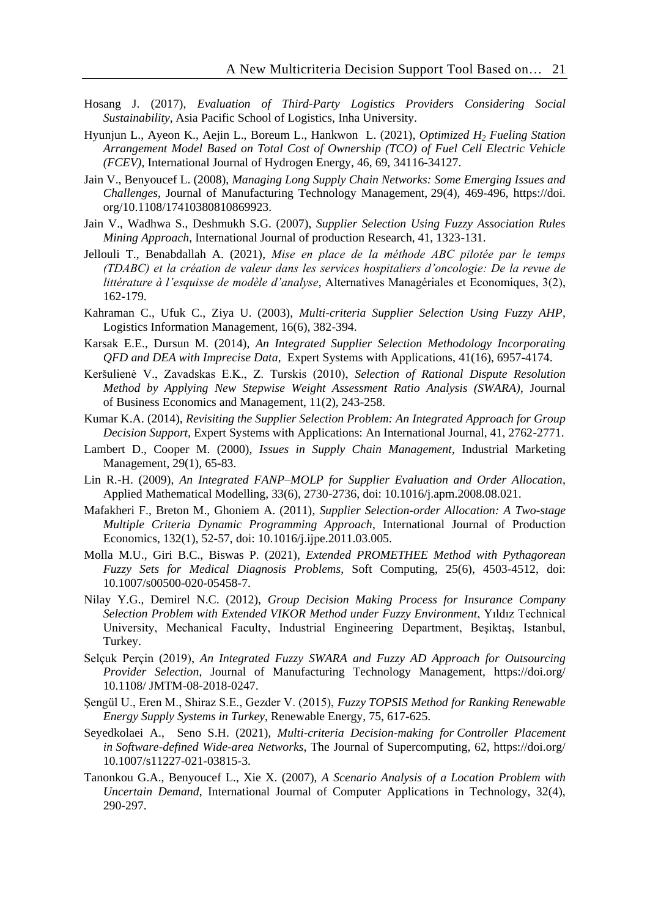Hosang J. (2017), *Evaluation of Third-Party Logistics Providers Considering Social Sustainability*, Asia Pacific School of Logistics, Inha University.

Hyunjun L., Ayeon K., Aejin L., Boreum L., Hankwon L. (2021), *Optimized $H_2$ Fueling Station Arrangement Model Based on Total Cost of Ownership (TCO) of Fuel Cell Electric Vehicle (FCEV)*, International Journal of Hydrogen Energy, 46, 69, 34116-34127.

Jain V., Benyoucef L. (2008), *Managing Long Supply Chain Networks: Some Emerging Issues and Challenges*, Journal of Manufacturing Technology Management, 29(4), 469-496, https://doi.org/10.1108/17410380810869923.

Jain V., Wadhwa S., Deshmukh S.G. (2007), *Supplier Selection Using Fuzzy Association Rules Mining Approach*, International Journal of production Research, 41, 1323-131.

Jellouli T., Benabdallah A. (2021), *Mise en place de la méthode ABC pilotée par le temps (TDABC) et la création de valeur dans les services hospitaliers d'oncologie: De la revue de littérature à l'esquisse de modèle d'analyse*, Alternatives Managériales et Economiques, 3(2), 162-179.

Kahraman C., Ufuk C., Ziya U. (2003), *Multi-criteria Supplier Selection Using Fuzzy AHP*, Logistics Information Management, 16(6), 382-394.

Karsak E.E., Dursun M. (2014), *An Integrated Supplier Selection Methodology Incorporating QFD and DEA with Imprecise Data*, Expert Systems with Applications, 41(16), 6957-4174.

Keršulienė V., Zavadskas E.K., Z. Turskis (2010), *Selection of Rational Dispute Resolution Method by Applying New Stepwise Weight Assessment Ratio Analysis (SWARA)*, Journal of Business Economics and Management, 11(2), 243-258.

Kumar K.A. (2014), *Revisiting the Supplier Selection Problem: An Integrated Approach for Group Decision Support*, Expert Systems with Applications: An International Journal, 41, 2762-2771.

Lambert D., Cooper M. (2000), *Issues in Supply Chain Management*, Industrial Marketing Management, 29(1), 65-83.

Lin R.-H. (2009), *An Integrated FANP–MOLP for Supplier Evaluation and Order Allocation*, Applied Mathematical Modelling, 33(6), 2730-2736, doi: 10.1016/j.apm.2008.08.021.

Mafakheri F., Breton M., Ghoniem A. (2011), *Supplier Selection-order Allocation: A Two-stage Multiple Criteria Dynamic Programming Approach*, International Journal of Production Economics, 132(1), 52-57, doi: 10.1016/j.ijpe.2011.03.005.

Molla M.U., Giri B.C., Biswas P. (2021), *Extended PROMETHEE Method with Pythagorean Fuzzy Sets for Medical Diagnosis Problems*, Soft Computing, 25(6), 4503-4512, doi: 10.1007/s00500-020-05458-7.

Nilay Y.G., Demirel N.C. (2012), *Group Decision Making Process for Insurance Company Selection Problem with Extended VIKOR Method under Fuzzy Environment*, Yıldız Technical University, Mechanical Faculty, Industrial Engineering Department, Beşiktaş, Istanbul, Turkey.

Selçuk Perçin (2019), *An Integrated Fuzzy SWARA and Fuzzy AD Approach for Outsourcing Provider Selection*, Journal of Manufacturing Technology Management, https://doi.org/10.1108/ JMTM-08-2018-0247.

Şengül U., Eren M., Shiraz S.E., Gezder V. (2015), *Fuzzy TOPSIS Method for Ranking Renewable Energy Supply Systems in Turkey*, Renewable Energy, 75, 617-625.

Seyedkolaei A., Seno S.H. (2021), *Multi-criteria Decision-making for Controller Placement in Software-defined Wide-area Networks*, The Journal of Supercomputing, 62, https://doi.org/10.1007/s11227-021-03815-3.

Tanonkou G.A., Benyoucef L., Xie X. (2007), *A Scenario Analysis of a Location Problem with Uncertain Demand*, International Journal of Computer Applications in Technology, 32(4), 290-297.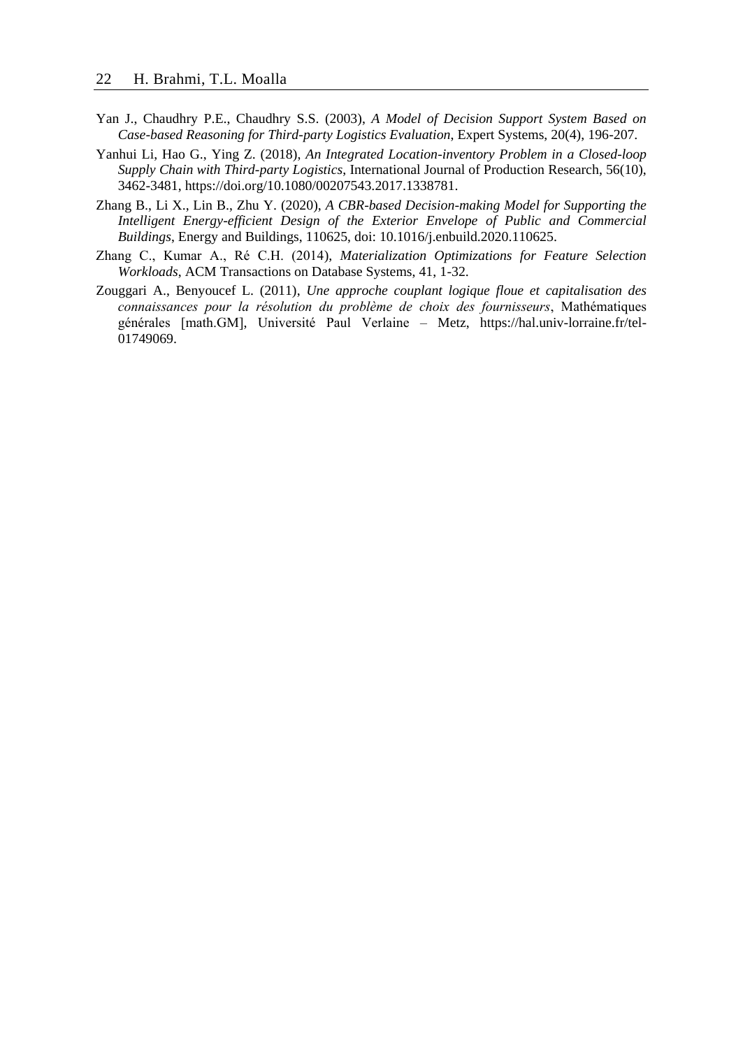Yan J., Chaudhry P.E., Chaudhry S.S. (2003), *A Model of Decision Support System Based on Case-based Reasoning for Third-party Logistics Evaluation*, Expert Systems, 20(4), 196-207.

Yanhui Li, Hao G., Ying Z. (2018), *An Integrated Location-inventory Problem in a Closed-loop Supply Chain with Third-party Logistics*, International Journal of Production Research, 56(10), 3462-3481, https://doi.org/10.1080/00207543.2017.1338781.

Zhang B., Li X., Lin B., Zhu Y. (2020), *A CBR-based Decision-making Model for Supporting the Intelligent Energy-efficient Design of the Exterior Envelope of Public and Commercial Buildings*, Energy and Buildings, 110625, doi: 10.1016/j.enbuild.2020.110625.

Zhang C., Kumar A., Ré C.H. (2014), *Materialization Optimizations for Feature Selection Workloads*, ACM Transactions on Database Systems, 41, 1-32.

Zouggari A., Benyoucef L. (2011), *Une approche couplant logique floue et capitalisation des connaissances pour la résolution du problème de choix des fournisseurs*, Mathématiques générales [math.GM], Université Paul Verlaine – Metz, https://hal.univ-lorraine.fr/tel-01749069.